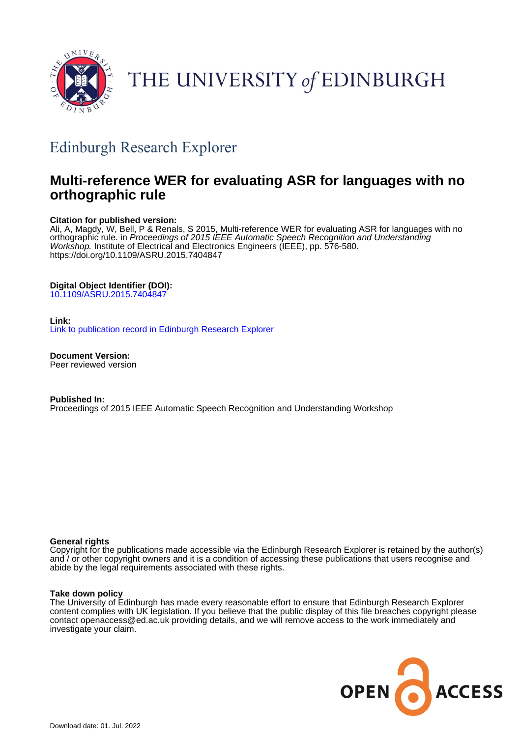THE UNIVERSITY of EDINBURGH

## Edinburgh Research Explorer

# Multi-reference WER for evaluating ASR for languages with no orthographic rule

**Citation for published version:**
Ali, A, Magdy, W, Bell, P & Renals, S 2015, Multi-reference WER for evaluating ASR for languages with no orthographic rule. in *Proceedings of 2015 IEEE Automatic Speech Recognition and Understanding Workshop.* Institute of Electrical and Electronics Engineers (IEEE), pp. 576-580. https://doi.org/10.1109/ASRU.2015.7404847

**Digital Object Identifier (DOI):**
10.1109/ASRU.2015.7404847

**Link:**
Link to publication record in Edinburgh Research Explorer

**Document Version:**
Peer reviewed version

**Published In:**
Proceedings of 2015 IEEE Automatic Speech Recognition and Understanding Workshop

**General rights**
Copyright for the publications made accessible via the Edinburgh Research Explorer is retained by the author(s) and / or other copyright owners and it is a condition of accessing these publications that users recognise and abide by the legal requirements associated with these rights.

**Take down policy**
The University of Edinburgh has made every reasonable effort to ensure that Edinburgh Research Explorer content complies with UK legislation. If you believe that the public display of this file breaches copyright please contact openaccess@ed.ac.uk providing details, and we will remove access to the work immediately and investigate your claim.

OPEN ACCESS

Download date: 01. Jul. 2022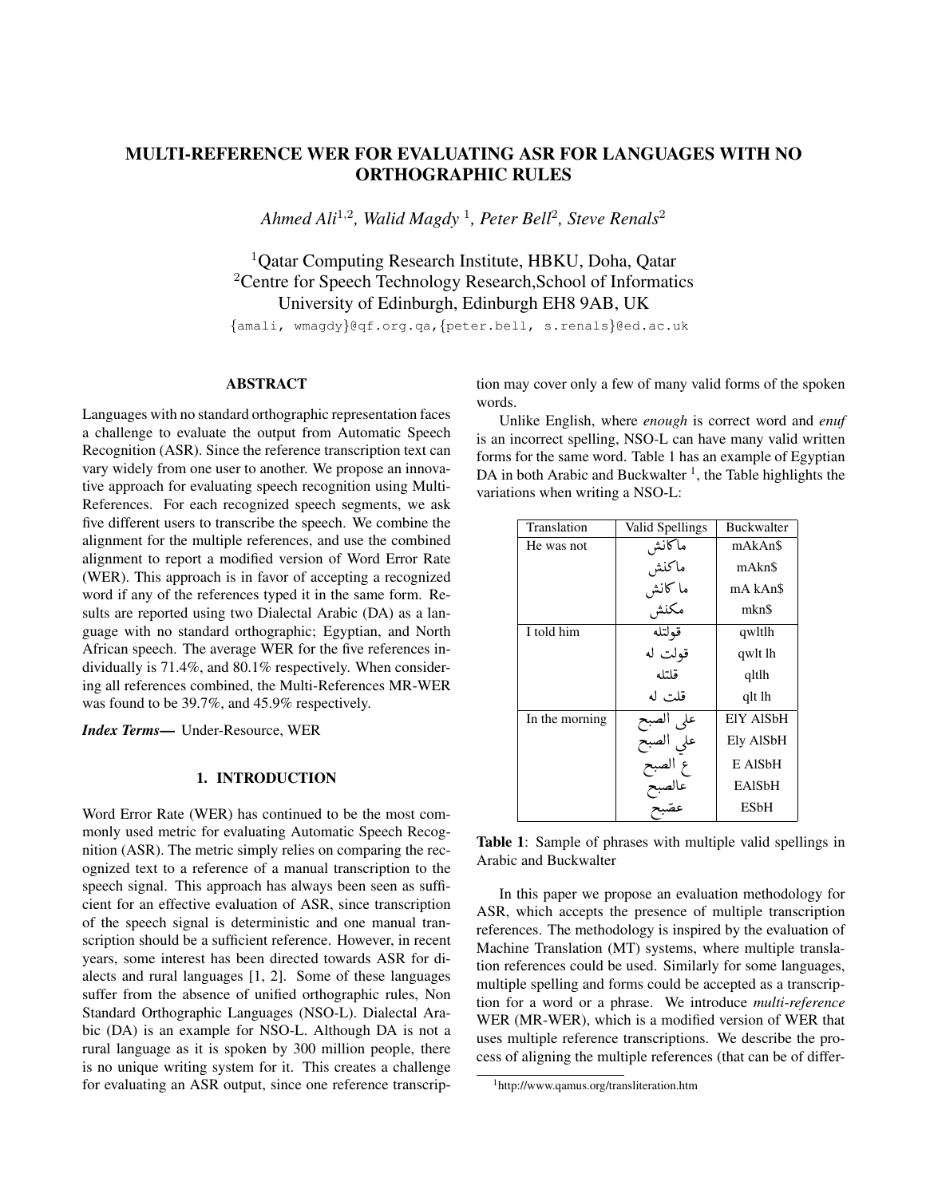# MULTI-REFERENCE WER FOR EVALUATING ASR FOR LANGUAGES WITH NO ORTHOGRAPHIC RULES

*Ahmed Ali*[1,2]*, Walid Magdy* [1]*, Peter Bell*[2]*, Steve Renals*[2]

[1]Qatar Computing Research Institute, HBKU, Doha, Qatar
[2]Centre for Speech Technology Research,School of Informatics
University of Edinburgh, Edinburgh EH8 9AB, UK

{amali, wmagdy}@qf.org.qa,{peter.bell, s.renals}@ed.ac.uk

## ABSTRACT

Languages with no standard orthographic representation faces a challenge to evaluate the output from Automatic Speech Recognition (ASR). Since the reference transcription text can vary widely from one user to another. We propose an innovative approach for evaluating speech recognition using Multi-References. For each recognized speech segments, we ask five different users to transcribe the speech. We combine the alignment for the multiple references, and use the combined alignment to report a modified version of Word Error Rate (WER). This approach is in favor of accepting a recognized word if any of the references typed it in the same form. Results are reported using two Dialectal Arabic (DA) as a language with no standard orthographic; Egyptian, and North African speech. The average WER for the five references individually is 71.4%, and 80.1% respectively. When considering all references combined, the Multi-References MR-WER was found to be 39.7%, and 45.9% respectively.

***Index Terms***— Under-Resource, WER

## 1. INTRODUCTION

Word Error Rate (WER) has continued to be the most commonly used metric for evaluating Automatic Speech Recognition (ASR). The metric simply relies on comparing the recognized text to a reference of a manual transcription to the speech signal. This approach has always been seen as sufficient for an effective evaluation of ASR, since transcription of the speech signal is deterministic and one manual transcription should be a sufficient reference. However, in recent years, some interest has been directed towards ASR for dialects and rural languages [1, 2]. Some of these languages suffer from the absence of unified orthographic rules, Non Standard Orthographic Languages (NSO-L). Dialectal Arabic (DA) is an example for NSO-L. Although DA is not a rural language as it is spoken by 300 million people, there is no unique writing system for it. This creates a challenge for evaluating an ASR output, since one reference transcription may cover only a few of many valid forms of the spoken words.

Unlike English, where *enough* is correct word and *enuf* is an incorrect spelling, NSO-L can have many valid written forms for the same word. Table 1 has an example of Egyptian DA in both Arabic and Buckwalter [1], the Table highlights the variations when writing a NSO-L:

| Translation | Valid Spellings | Buckwalter |
|---|---|---|
| He was not | ماكانش | mAkAn$ |
| | ماكنش | mAkn$ |
| | ما كانش | mA kAn$ |
| | مكنش | mkn$ |
| I told him | قولتله | qwltlh |
| | قولت له | qwlt lh |
| | قلتله | qltlh |
| | قلت له | qlt lh |
| In the morning | على الصبح | ElY AlSbH |
| | علي الصبح | Ely AlSbH |
| | ع الصبح | E AlSbH |
| | عالصبح | EAlSbH |
| | عصّبح | ESbH |

**Table 1**: Sample of phrases with multiple valid spellings in Arabic and Buckwalter

In this paper we propose an evaluation methodology for ASR, which accepts the presence of multiple transcription references. The methodology is inspired by the evaluation of Machine Translation (MT) systems, where multiple translation references could be used. Similarly for some languages, multiple spelling and forms could be accepted as a transcription for a word or a phrase. We introduce *multi-reference* WER (MR-WER), which is a modified version of WER that uses multiple reference transcriptions. We describe the process of aligning the multiple references (that can be of differ-

[1]http://www.qamus.org/transliteration.htm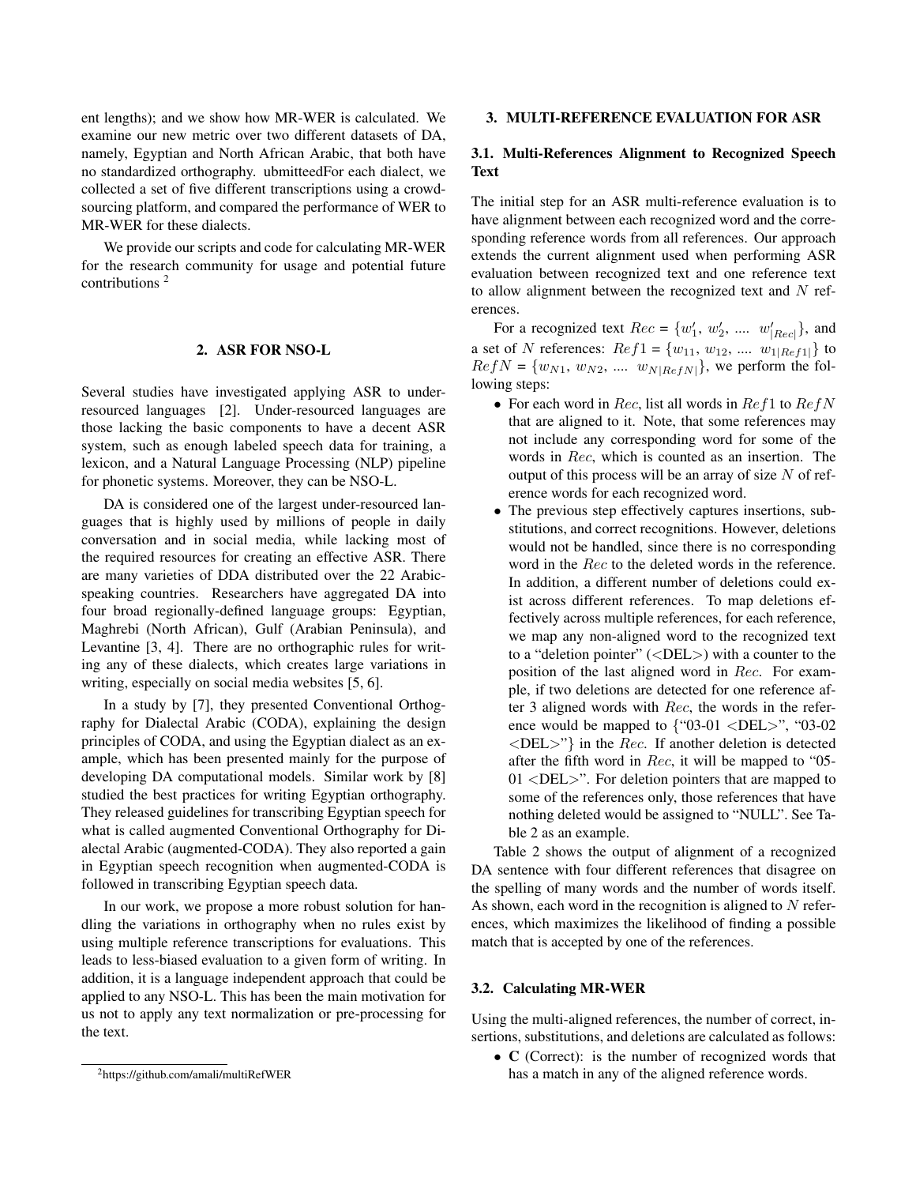ent lengths); and we show how MR-WER is calculated. We examine our new metric over two different datasets of DA, namely, Egyptian and North African Arabic, that both have no standardized orthography. ubmitteedFor each dialect, we collected a set of five different transcriptions using a crowdsourcing platform, and compared the performance of WER to MR-WER for these dialects.

We provide our scripts and code for calculating MR-WER for the research community for usage and potential future contributions [2]

## 2. ASR FOR NSO-L

Several studies have investigated applying ASR to under-resourced languages [2]. Under-resourced languages are those lacking the basic components to have a decent ASR system, such as enough labeled speech data for training, a lexicon, and a Natural Language Processing (NLP) pipeline for phonetic systems. Moreover, they can be NSO-L.

DA is considered one of the largest under-resourced languages that is highly used by millions of people in daily conversation and in social media, while lacking most of the required resources for creating an effective ASR. There are many varieties of DDA distributed over the 22 Arabic-speaking countries. Researchers have aggregated DA into four broad regionally-defined language groups: Egyptian, Maghrebi (North African), Gulf (Arabian Peninsula), and Levantine [3, 4]. There are no orthographic rules for writing any of these dialects, which creates large variations in writing, especially on social media websites [5, 6].

In a study by [7], they presented Conventional Orthography for Dialectal Arabic (CODA), explaining the design principles of CODA, and using the Egyptian dialect as an example, which has been presented mainly for the purpose of developing DA computational models. Similar work by [8] studied the best practices for writing Egyptian orthography. They released guidelines for transcribing Egyptian speech for what is called augmented Conventional Orthography for Dialectal Arabic (augmented-CODA). They also reported a gain in Egyptian speech recognition when augmented-CODA is followed in transcribing Egyptian speech data.

In our work, we propose a more robust solution for handling the variations in orthography when no rules exist by using multiple reference transcriptions for evaluations. This leads to less-biased evaluation to a given form of writing. In addition, it is a language independent approach that could be applied to any NSO-L. This has been the main motivation for us not to apply any text normalization or pre-processing for the text.

[2] https://github.com/amali/multiRefWER

## 3. MULTI-REFERENCE EVALUATION FOR ASR

### 3.1. Multi-References Alignment to Recognized Speech Text

The initial step for an ASR multi-reference evaluation is to have alignment between each recognized word and the corresponding reference words from all references. Our approach extends the current alignment used when performing ASR evaluation between recognized text and one reference text to allow alignment between the recognized text and $N$ references.

For a recognized text $Rec = \{w'_1,\ w'_2,\ ....\ w'_{|Rec|}\}$, and a set of $N$ references: $Ref1 = \{w_{11},\ w_{12},\ ....\ w_{1|Ref1|}\}$ to $RefN = \{w_{N1},\ w_{N2},\ ....\ w_{N|RefN|}\}$, we perform the following steps:

- For each word in $Rec$, list all words in $Ref1$ to $RefN$ that are aligned to it. Note, that some references may not include any corresponding word for some of the words in $Rec$, which is counted as an insertion. The output of this process will be an array of size $N$ of reference words for each recognized word.
- The previous step effectively captures insertions, substitutions, and correct recognitions. However, deletions would not be handled, since there is no corresponding word in the $Rec$ to the deleted words in the reference. In addition, a different number of deletions could exist across different references. To map deletions effectively across multiple references, for each reference, we map any non-aligned word to the recognized text to a "deletion pointer" (<DEL>) with a counter to the position of the last aligned word in $Rec$. For example, if two deletions are detected for one reference after 3 aligned words with $Rec$, the words in the reference would be mapped to {"03-01 <DEL>", "03-02 <DEL>"} in the $Rec$. If another deletion is detected after the fifth word in $Rec$, it will be mapped to "05-01 <DEL>". For deletion pointers that are mapped to some of the references only, those references that have nothing deleted would be assigned to "NULL". See Table 2 as an example.

Table 2 shows the output of alignment of a recognized DA sentence with four different references that disagree on the spelling of many words and the number of words itself. As shown, each word in the recognition is aligned to $N$ references, which maximizes the likelihood of finding a possible match that is accepted by one of the references.

### 3.2. Calculating MR-WER

Using the multi-aligned references, the number of correct, insertions, substitutions, and deletions are calculated as follows:

- **C** (Correct): is the number of recognized words that has a match in any of the aligned reference words.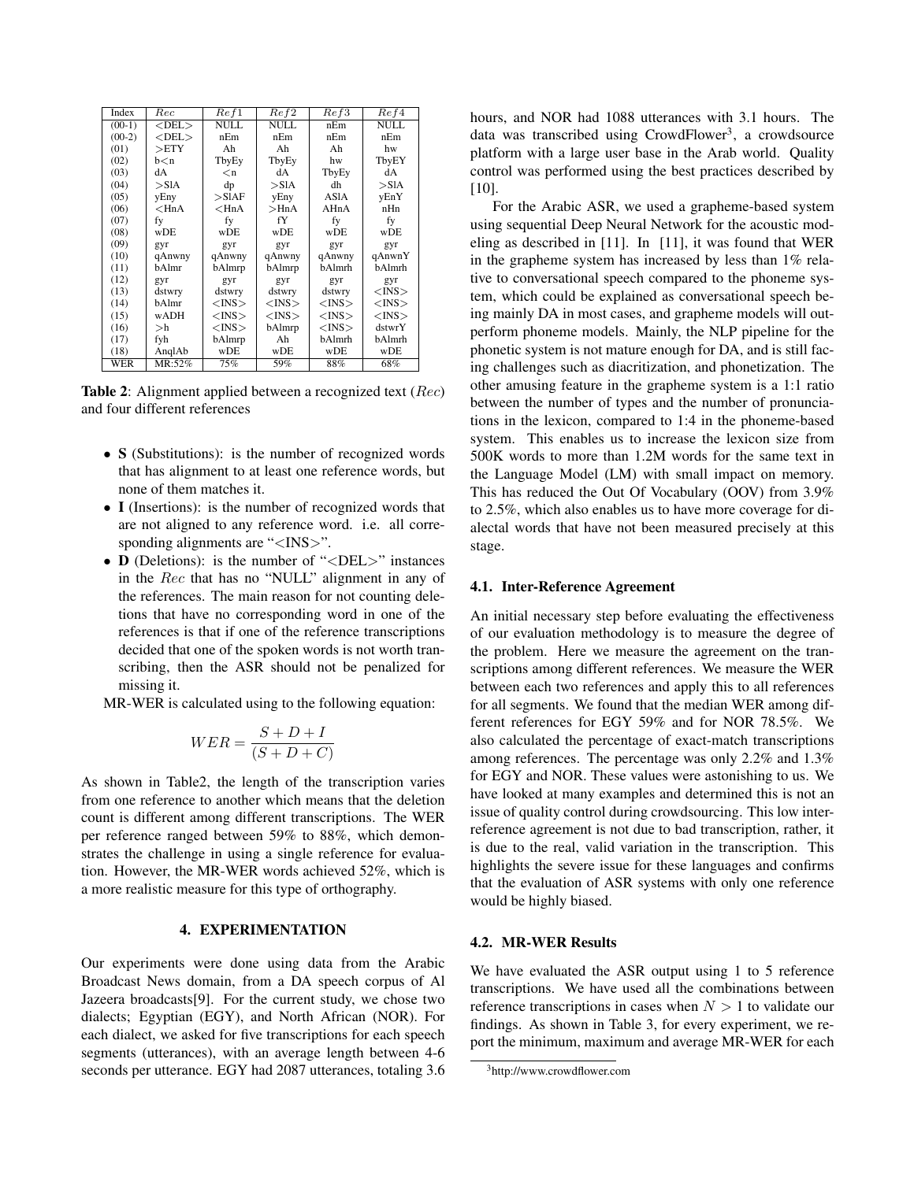| Index | $Rec$ | $Ref1$ | $Ref2$ | $Ref3$ | $Ref4$ |
|---|---|---|---|---|---|
| (00-1) | <DEL> | NULL | NULL | nEm | NULL |
| (00-2) | <DEL> | nEm | nEm | nEm | nEm |
| (01) | >ETY | Ah | Ah | Ah | hw |
| (02) | b<n | TbyEy | TbyEy | hw | TbyEY |
| (03) | dA | <n | dA | TbyEy | dA |
| (04) | >SlA | dp | >SlA | dh | >SlA |
| (05) | yEny | >SlAF | yEny | ASlA | yEnY |
| (06) | <HnA | <HnA | >HnA | AHnA | nHn |
| (07) | fy | fy | fY | fy | fy |
| (08) | wDE | wDE | wDE | wDE | wDE |
| (09) | gyr | gyr | gyr | gyr | gyr |
| (10) | qAnwny | qAnwny | qAnwny | qAnwny | qAnwnY |
| (11) | bAlmr | bAlmrp | bAlmrp | bAlmrh | bAlmrh |
| (12) | gyr | gyr | gyr | gyr | gyr |
| (13) | dstwry | dstwry | dstwry | dstwry | <INS> |
| (14) | bAlmr | <INS> | <INS> | <INS> | <INS> |
| (15) | wADH | <INS> | <INS> | <INS> | <INS> |
| (16) | >h | <INS> | bAlmrp | <INS> | dstwrY |
| (17) | fyh | bAlmrp | Ah | bAlmrh | bAlmrh |
| (18) | AnqlAb | wDE | wDE | wDE | wDE |
| WER | MR:52% | 75% | 59% | 88% | 68% |

**Table 2**: Alignment applied between a recognized text ($Rec$) and four different references

- **S** (Substitutions): is the number of recognized words that has alignment to at least one reference words, but none of them matches it.
- **I** (Insertions): is the number of recognized words that are not aligned to any reference word. i.e. all corresponding alignments are "<INS>".
- **D** (Deletions): is the number of "<DEL>" instances in the $Rec$ that has no "NULL" alignment in any of the references. The main reason for not counting deletions that have no corresponding word in one of the references is that if one of the reference transcriptions decided that one of the spoken words is not worth transcribing, then the ASR should not be penalized for missing it.

MR-WER is calculated using to the following equation:

$$WER = \frac{S + D + I}{(S + D + C)}$$

As shown in Table2, the length of the transcription varies from one reference to another which means that the deletion count is different among different transcriptions. The WER per reference ranged between 59% to 88%, which demonstrates the challenge in using a single reference for evaluation. However, the MR-WER words achieved 52%, which is a more realistic measure for this type of orthography.

## 4. EXPERIMENTATION

Our experiments were done using data from the Arabic Broadcast News domain, from a DA speech corpus of Al Jazeera broadcasts[9]. For the current study, we chose two dialects; Egyptian (EGY), and North African (NOR). For each dialect, we asked for five transcriptions for each speech segments (utterances), with an average length between 4-6 seconds per utterance. EGY had 2087 utterances, totaling 3.6 hours, and NOR had 1088 utterances with 3.1 hours. The data was transcribed using CrowdFlower[3], a crowdsource platform with a large user base in the Arab world. Quality control was performed using the best practices described by [10].

For the Arabic ASR, we used a grapheme-based system using sequential Deep Neural Network for the acoustic modeling as described in [11]. In [11], it was found that WER in the grapheme system has increased by less than 1% relative to conversational speech compared to the phoneme system, which could be explained as conversational speech being mainly DA in most cases, and grapheme models will outperform phoneme models. Mainly, the NLP pipeline for the phonetic system is not mature enough for DA, and is still facing challenges such as diacritization, and phonetization. The other amusing feature in the grapheme system is a 1:1 ratio between the number of types and the number of pronunciations in the lexicon, compared to 1:4 in the phoneme-based system. This enables us to increase the lexicon size from 500K words to more than 1.2M words for the same text in the Language Model (LM) with small impact on memory. This has reduced the Out Of Vocabulary (OOV) from 3.9% to 2.5%, which also enables us to have more coverage for dialectal words that have not been measured precisely at this stage.

### 4.1. Inter-Reference Agreement

An initial necessary step before evaluating the effectiveness of our evaluation methodology is to measure the degree of the problem. Here we measure the agreement on the transcriptions among different references. We measure the WER between each two references and apply this to all references for all segments. We found that the median WER among different references for EGY 59% and for NOR 78.5%. We also calculated the percentage of exact-match transcriptions among references. The percentage was only 2.2% and 1.3% for EGY and NOR. These values were astonishing to us. We have looked at many examples and determined this is not an issue of quality control during crowdsourcing. This low inter-reference agreement is not due to bad transcription, rather, it is due to the real, valid variation in the transcription. This highlights the severe issue for these languages and confirms that the evaluation of ASR systems with only one reference would be highly biased.

### 4.2. MR-WER Results

We have evaluated the ASR output using 1 to 5 reference transcriptions. We have used all the combinations between reference transcriptions in cases when $N > 1$ to validate our findings. As shown in Table 3, for every experiment, we report the minimum, maximum and average MR-WER for each

[3] http://www.crowdflower.com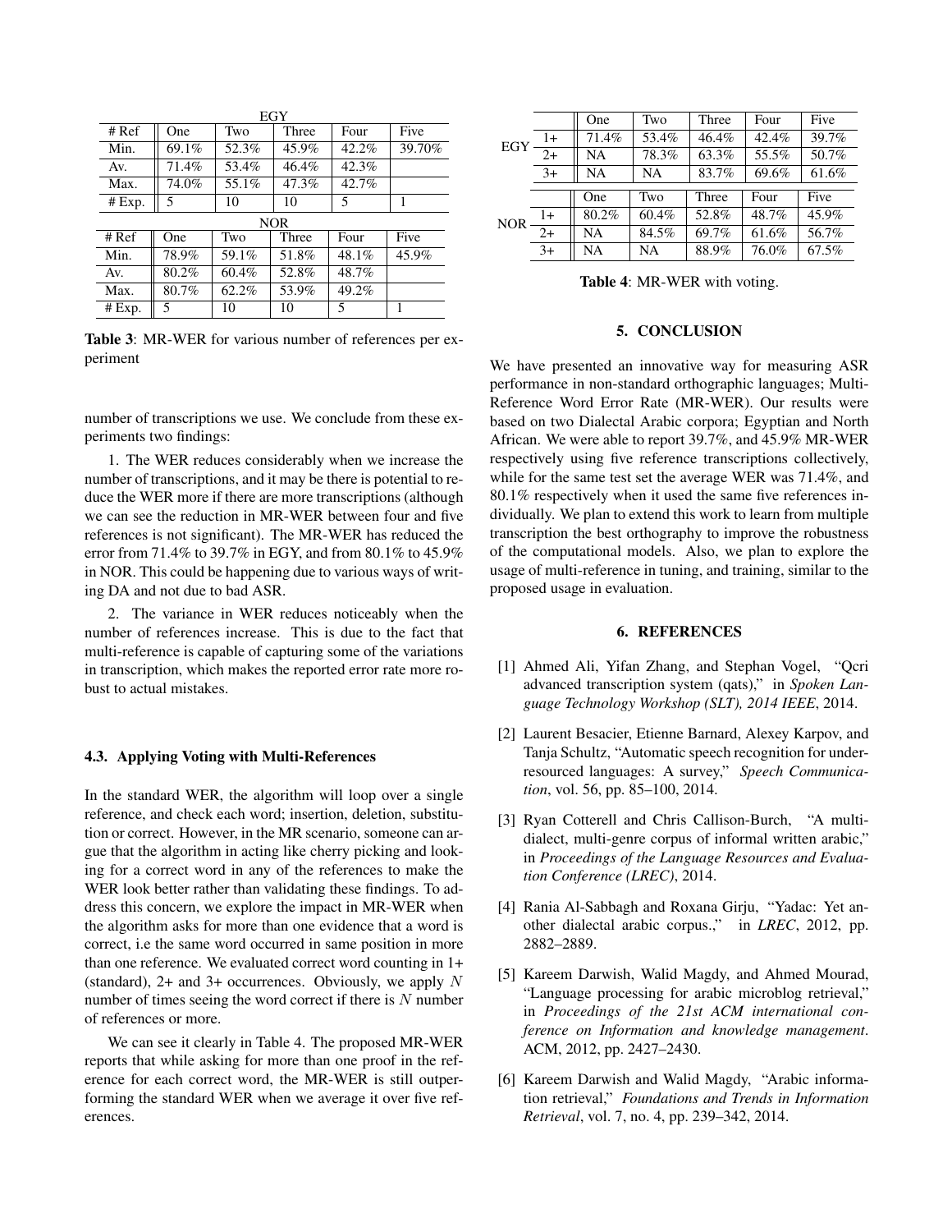| EGY | | | | | |
|---|---|---|---|---|---|
| # Ref | One | Two | Three | Four | Five |
| Min. | 69.1% | 52.3% | 45.9% | 42.2% | 39.70% |
| Av. | 71.4% | 53.4% | 46.4% | 42.3% | |
| Max. | 74.0% | 55.1% | 47.3% | 42.7% | |
| # Exp. | 5 | 10 | 10 | 5 | 1 |

| NOR | | | | | |
|---|---|---|---|---|---|
| # Ref | One | Two | Three | Four | Five |
| Min. | 78.9% | 59.1% | 51.8% | 48.1% | 45.9% |
| Av. | 80.2% | 60.4% | 52.8% | 48.7% | |
| Max. | 80.7% | 62.2% | 53.9% | 49.2% | |
| # Exp. | 5 | 10 | 10 | 5 | 1 |

**Table 3**: MR-WER for various number of references per experiment

number of transcriptions we use. We conclude from these experiments two findings:

1. The WER reduces considerably when we increase the number of transcriptions, and it may be there is potential to reduce the WER more if there are more transcriptions (although we can see the reduction in MR-WER between four and five references is not significant). The MR-WER has reduced the error from 71.4% to 39.7% in EGY, and from 80.1% to 45.9% in NOR. This could be happening due to various ways of writing DA and not due to bad ASR.

2. The variance in WER reduces noticeably when the number of references increase. This is due to the fact that multi-reference is capable of capturing some of the variations in transcription, which makes the reported error rate more robust to actual mistakes.

### 4.3. Applying Voting with Multi-References

In the standard WER, the algorithm will loop over a single reference, and check each word; insertion, deletion, substitution or correct. However, in the MR scenario, someone can argue that the algorithm in acting like cherry picking and looking for a correct word in any of the references to make the WER look better rather than validating these findings. To address this concern, we explore the impact in MR-WER when the algorithm asks for more than one evidence that a word is correct, i.e the same word occurred in same position in more than one reference. We evaluated correct word counting in 1+ (standard), 2+ and 3+ occurrences. Obviously, we apply $N$ number of times seeing the word correct if there is $N$ number of references or more.

We can see it clearly in Table 4. The proposed MR-WER reports that while asking for more than one proof in the reference for each correct word, the MR-WER is still outperforming the standard WER when we average it over five references.

| | | One | Two | Three | Four | Five |
|---|---|---|---|---|---|---|
| EGY | 1+ | 71.4% | 53.4% | 46.4% | 42.4% | 39.7% |
| | 2+ | NA | 78.3% | 63.3% | 55.5% | 50.7% |
| | 3+ | NA | NA | 83.7% | 69.6% | 61.6% |
| NOR | 1+ | 80.2% | 60.4% | 52.8% | 48.7% | 45.9% |
| | 2+ | NA | 84.5% | 69.7% | 61.6% | 56.7% |
| | 3+ | NA | NA | 88.9% | 76.0% | 67.5% |

**Table 4**: MR-WER with voting.

## 5. CONCLUSION

We have presented an innovative way for measuring ASR performance in non-standard orthographic languages; Multi-Reference Word Error Rate (MR-WER). Our results were based on two Dialectal Arabic corpora; Egyptian and North African. We were able to report 39.7%, and 45.9% MR-WER respectively using five reference transcriptions collectively, while for the same test set the average WER was 71.4%, and 80.1% respectively when it used the same five references individually. We plan to extend this work to learn from multiple transcription the best orthography to improve the robustness of the computational models. Also, we plan to explore the usage of multi-reference in tuning, and training, similar to the proposed usage in evaluation.

## 6. REFERENCES

[1] Ahmed Ali, Yifan Zhang, and Stephan Vogel, "Qcri advanced transcription system (qats)," in *Spoken Language Technology Workshop (SLT), 2014 IEEE*, 2014.

[2] Laurent Besacier, Etienne Barnard, Alexey Karpov, and Tanja Schultz, "Automatic speech recognition for under-resourced languages: A survey," *Speech Communication*, vol. 56, pp. 85–100, 2014.

[3] Ryan Cotterell and Chris Callison-Burch, "A multi-dialect, multi-genre corpus of informal written arabic," in *Proceedings of the Language Resources and Evaluation Conference (LREC)*, 2014.

[4] Rania Al-Sabbagh and Roxana Girju, "Yadac: Yet another dialectal arabic corpus.," in *LREC*, 2012, pp. 2882–2889.

[5] Kareem Darwish, Walid Magdy, and Ahmed Mourad, "Language processing for arabic microblog retrieval," in *Proceedings of the 21st ACM international conference on Information and knowledge management*. ACM, 2012, pp. 2427–2430.

[6] Kareem Darwish and Walid Magdy, "Arabic information retrieval," *Foundations and Trends in Information Retrieval*, vol. 7, no. 4, pp. 239–342, 2014.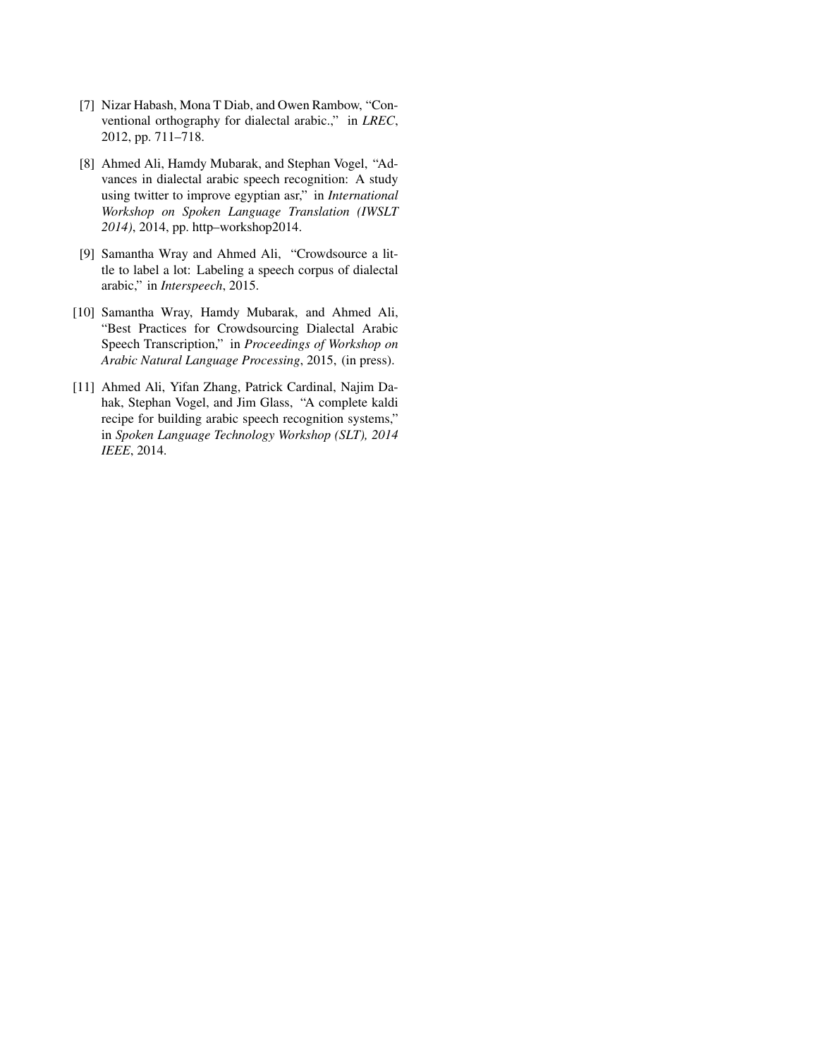[7] Nizar Habash, Mona T Diab, and Owen Rambow, "Conventional orthography for dialectal arabic.," in *LREC*, 2012, pp. 711–718.

[8] Ahmed Ali, Hamdy Mubarak, and Stephan Vogel, "Advances in dialectal arabic speech recognition: A study using twitter to improve egyptian asr," in *International Workshop on Spoken Language Translation (IWSLT 2014)*, 2014, pp. http–workshop2014.

[9] Samantha Wray and Ahmed Ali, "Crowdsource a little to label a lot: Labeling a speech corpus of dialectal arabic," in *Interspeech*, 2015.

[10] Samantha Wray, Hamdy Mubarak, and Ahmed Ali, "Best Practices for Crowdsourcing Dialectal Arabic Speech Transcription," in *Proceedings of Workshop on Arabic Natural Language Processing*, 2015, (in press).

[11] Ahmed Ali, Yifan Zhang, Patrick Cardinal, Najim Dahak, Stephan Vogel, and Jim Glass, "A complete kaldi recipe for building arabic speech recognition systems," in *Spoken Language Technology Workshop (SLT), 2014 IEEE*, 2014.